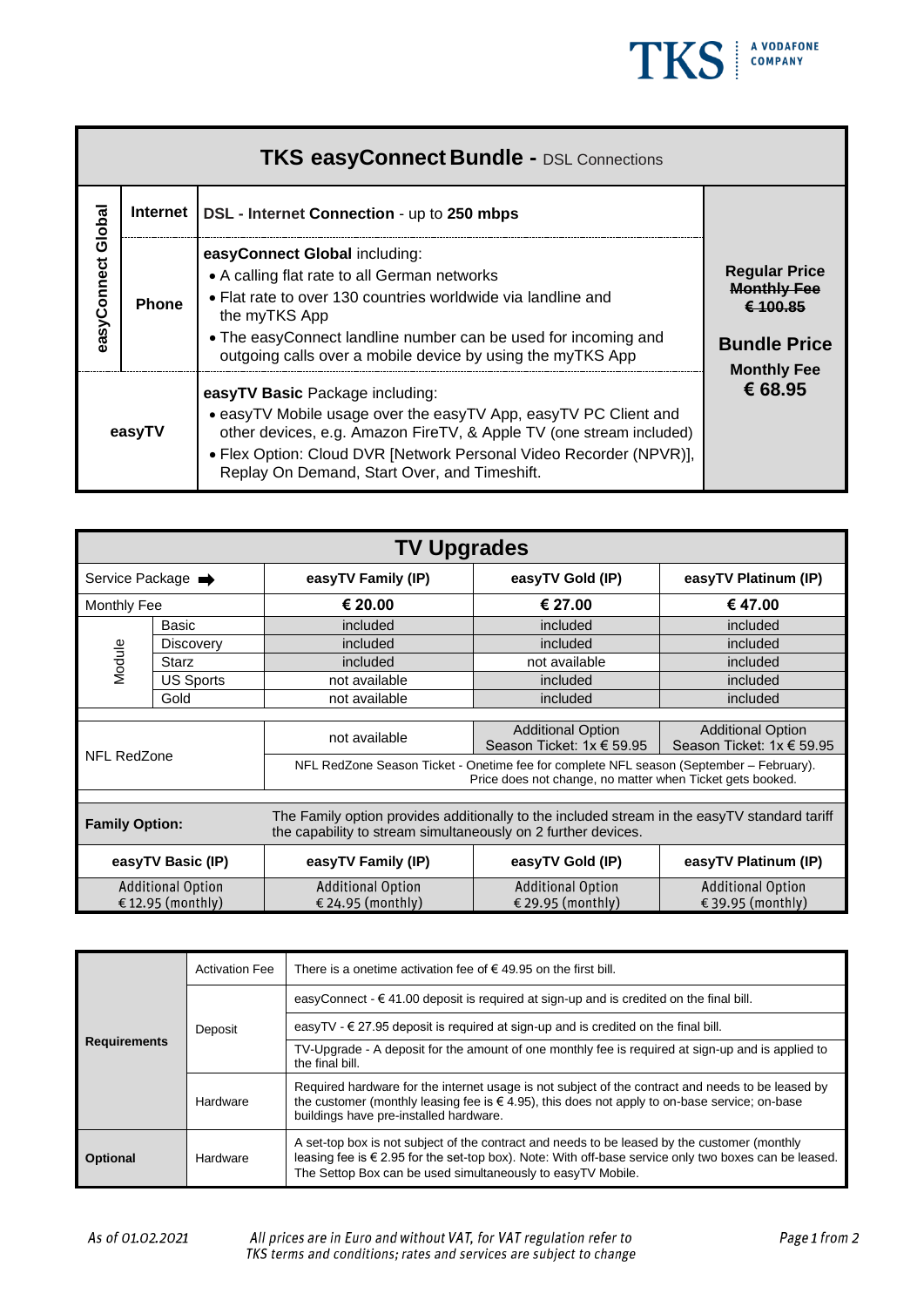# TKS easyConnect Bundle - DSL Connections

| | | | |
|---|---|---|---|
| easyConnect Global | **Internet** | **DSL - Internet Connection** - up to **250 mbps** | **Regular Price** ~~**Monthly Fee**~~ ~~€ 100.85~~ **Bundle Price** **Monthly Fee** **€ 68.95** |
| | **Phone** | **easyConnect Global** including: • A calling flat rate to all German networks • Flat rate to over 130 countries worldwide via landline and the myTKS App • The easyConnect landline number can be used for incoming and outgoing calls over a mobile device by using the myTKS App | |
| **easyTV** | | **easyTV Basic** Package including: • easyTV Mobile usage over the easyTV App, easyTV PC Client and other devices, e.g. Amazon FireTV, & Apple TV (one stream included) • Flex Option: Cloud DVR [Network Personal Video Recorder (NPVR)], Replay On Demand, Start Over, and Timeshift. | |

## TV Upgrades

| Service Package ➡ | | **easyTV Family (IP)** | **easyTV Gold (IP)** | **easyTV Platinum (IP)** |
|---|---|---|---|---|
| Monthly Fee | | **€ 20.00** | **€ 27.00** | **€ 47.00** |
| Module | Basic | included | included | included |
| | Discovery | included | included | included |
| | Starz | included | not available | included |
| | US Sports | not available | included | included |
| | Gold | not available | included | included |
| NFL RedZone | | not available | Additional Option Season Ticket: 1x € 59.95 | Additional Option Season Ticket: 1x € 59.95 |
| | | NFL RedZone Season Ticket - Onetime fee for complete NFL season (September – February). Price does not change, no matter when Ticket gets booked. | | |
| **Family Option:** | | The Family option provides additionally to the included stream in the easyTV standard tariff the capability to stream simultaneously on 2 further devices. | | |
| **easyTV Basic (IP)** | | **easyTV Family (IP)** | **easyTV Gold (IP)** | **easyTV Platinum (IP)** |
| Additional Option € 12.95 (monthly) | | Additional Option € 24.95 (monthly) | Additional Option € 29.95 (monthly) | Additional Option € 39.95 (monthly) |

| | | |
|---|---|---|
| **Requirements** | Activation Fee | There is a onetime activation fee of € 49.95 on the first bill. |
| | Deposit | easyConnect - € 41.00 deposit is required at sign-up and is credited on the final bill. |
| | | easyTV - € 27.95 deposit is required at sign-up and is credited on the final bill. |
| | | TV-Upgrade - A deposit for the amount of one monthly fee is required at sign-up and is applied to the final bill. |
| | Hardware | Required hardware for the internet usage is not subject of the contract and needs to be leased by the customer (monthly leasing fee is € 4.95), this does not apply to on-base service; on-base buildings have pre-installed hardware. |
| **Optional** | Hardware | A set-top box is not subject of the contract and needs to be leased by the customer (monthly leasing fee is € 2.95 for the set-top box). Note: With off-base service only two boxes can be leased. The Settop Box can be used simultaneously to easyTV Mobile. |

*As of 01.02.2021*

*All prices are in Euro and without VAT, for VAT regulation refer to TKS terms and conditions; rates and services are subject to change*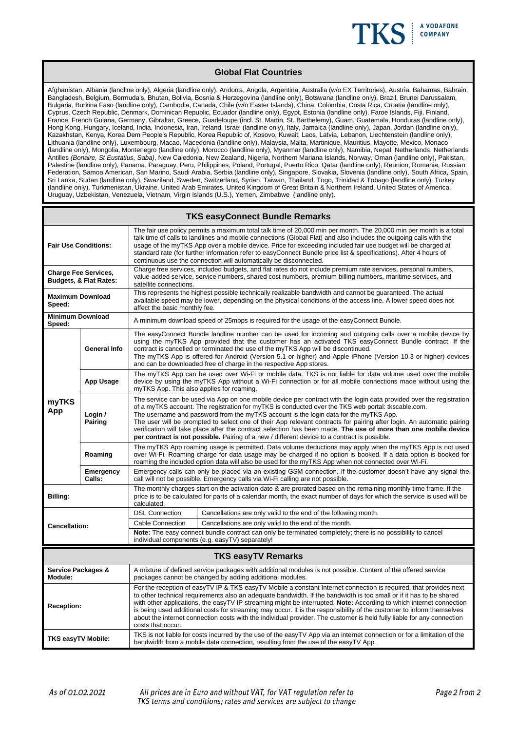## Global Flat Countries

Afghanistan, Albania (landline only), Algeria (landline only), Andorra, Angola, Argentina, Australia (w/o EX Territories), Austria, Bahamas, Bahrain, Bangladesh, Belgium, Bermuda's, Bhutan, Bolivia, Bosnia & Herzegovina (landline only), Botswana (landline only), Brazil, Brunei Darussalam, Bulgaria, Burkina Faso (landline only), Cambodia, Canada, Chile (w/o Easter Islands), China, Colombia, Costa Rica, Croatia (landline only), Cyprus, Czech Republic, Denmark, Dominican Republic, Ecuador (landline only), Egypt, Estonia (landline only), Faroe Islands, Fiji, Finland, France, French Guiana, Germany, Gibraltar, Greece, Guadeloupe (incl. St. Martin, St. Barthelemy), Guam, Guatemala, Honduras (landline only), Hong Kong, Hungary, Iceland, India, Indonesia, Iran, Ireland, Israel (landline only), Italy, Jamaica (landline only), Japan, Jordan (landline only), Kazakhstan, Kenya, Korea Dem People's Republic, Korea Republic of, Kosovo, Kuwait, Laos, Latvia, Lebanon, Liechtenstein (landline only), Lithuania (landline only), Luxembourg, Macao, Macedonia (landline only), Malaysia, Malta, Martinique, Mauritius, Mayotte, Mexico, Monaco (landline only), Mongolia, Montenegro (landline only), Morocco (landline only), Myanmar (landline only), Namibia, Nepal, Netherlands, Netherlands Antilles *(Bonaire, St Eustatius, Saba)*, New Caledonia, New Zealand, Nigeria, Northern Mariana Islands, Norway, Oman (landline only), Pakistan, Palestine (landline only), Panama, Paraguay, Peru, Philippines, Poland, Portugal, Puerto Rico, Qatar (landline only), Reunion, Romania, Russian Federation, Samoa American, San Marino, Saudi Arabia, Serbia (landline only), Singapore, Slovakia, Slovenia (landline only), South Africa, Spain, Sri Lanka, Sudan (landline only), Swaziland, Sweden, Switzerland, Syrian, Taiwan, Thailand, Togo, Trinidad & Tobago (landline only), Turkey (landline only), Turkmenistan, Ukraine, United Arab Emirates, United Kingdom of Great Britain & Northern Ireland, United States of America, Uruguay, Uzbekistan, Venezuela, Vietnam, Virgin Islands (U.S.), Yemen, Zimbabwe (landline only).

## TKS easyConnect Bundle Remarks

| | | | |
|---|---|---|---|
| **Fair Use Conditions:** | | The fair use policy permits a maximum total talk time of 20,000 min per month. The 20,000 min per month is a total talk time of calls to landlines and mobile connections (Global Flat) and also includes the outgoing calls with the usage of the myTKS App over a mobile device. Price for exceeding included fair use budget will be charged at standard rate (for further information refer to easyConnect Bundle price list & specifications). After 4 hours of continuous use the connection will automatically be disconnected. | |
| **Charge Fee Services, Budgets, & Flat Rates:** | | Charge free services, included budgets, and flat rates do not include premium rate services, personal numbers, value-added service, service numbers, shared cost numbers, premium billing numbers, maritime services, and satellite connections. | |
| **Maximum Download Speed:** | | This represents the highest possible technically realizable bandwidth and cannot be guaranteed. The actual available speed may be lower, depending on the physical conditions of the access line. A lower speed does not affect the basic monthly fee. | |
| **Minimum Download Speed:** | | A minimum download speed of 25mbps is required for the usage of the easyConnect Bundle. | |
| **myTKS App** | **General Info** | The easyConnect Bundle landline number can be used for incoming and outgoing calls over a mobile device by using the myTKS App provided that the customer has an activated TKS easyConnect Bundle contract. If the contract is cancelled or terminated the use of the myTKS App will be discontinued.<br>The myTKS App is offered for Android (Version 5.1 or higher) and Apple iPhone (Version 10.3 or higher) devices and can be downloaded free of charge in the respective App stores. | |
| | **App Usage** | The myTKS App can be used over Wi-Fi or mobile data. TKS is not liable for data volume used over the mobile device by using the myTKS App without a Wi-Fi connection or for all mobile connections made without using the myTKS App. This also applies for roaming. | |
| | **Login / Pairing** | The service can be used via App on one mobile device per contract with the login data provided over the registration of a myTKS account. The registration for myTKS is conducted over the TKS web portal: tkscable.com.<br>The username and password from the myTKS account is the login data for the myTKS App.<br>The user will be prompted to select one of their App relevant contracts for pairing after login. An automatic pairing verification will take place after the contract selection has been made. **The use of more than one mobile device per contract is not possible.** Pairing of a new / different device to a contract is possible. | |
| | **Roaming** | The myTKS App roaming usage is permitted. Data volume deductions may apply when the myTKS App is not used over Wi-Fi. Roaming charge for data usage may be charged if no option is booked. If a data option is booked for roaming the included option data will also be used for the myTKS App when not connected over Wi-Fi. | |
| | **Emergency Calls:** | Emergency calls can only be placed via an existing GSM connection. If the customer doesn't have any signal the call will not be possible. Emergency calls via Wi-Fi calling are not possible. | |
| **Billing:** | | The monthly charges start on the activation date & are prorated based on the remaining monthly time frame. If the price is to be calculated for parts of a calendar month, the exact number of days for which the service is used will be calculated. | |
| **Cancellation:** | | DSL Connection | Cancellations are only valid to the end of the following month. |
| | | Cable Connection | Cancellations are only valid to the end of the month. |
| | | **Note:** The easy connect bundle contract can only be terminated completely; there is no possibility to cancel individual components (e.g. easyTV) separately! | |

## TKS easyTV Remarks

| | |
|---|---|
| **Service Packages & Module:** | A mixture of defined service packages with additional modules is not possible. Content of the offered service packages cannot be changed by adding additional modules. |
| **Reception:** | For the reception of easyTV IP & TKS easyTV Mobile a constant Internet connection is required, that provides next to other technical requirements also an adequate bandwidth. If the bandwidth is too small or if it has to be shared with other applications, the easyTV IP streaming might be interrupted. **Note:** According to which internet connection is being used additional costs for streaming may occur. It is the responsibility of the customer to inform themselves about the internet connection costs with the individual provider. The customer is held fully liable for any connection costs that occur. |
| **TKS easyTV Mobile:** | TKS is not liable for costs incurred by the use of the easyTV App via an internet connection or for a limitation of the bandwidth from a mobile data connection, resulting from the use of the easyTV App. |

As of 01.02.2021

All prices are in Euro and without VAT, for VAT regulation refer to TKS terms and conditions; rates and services are subject to change